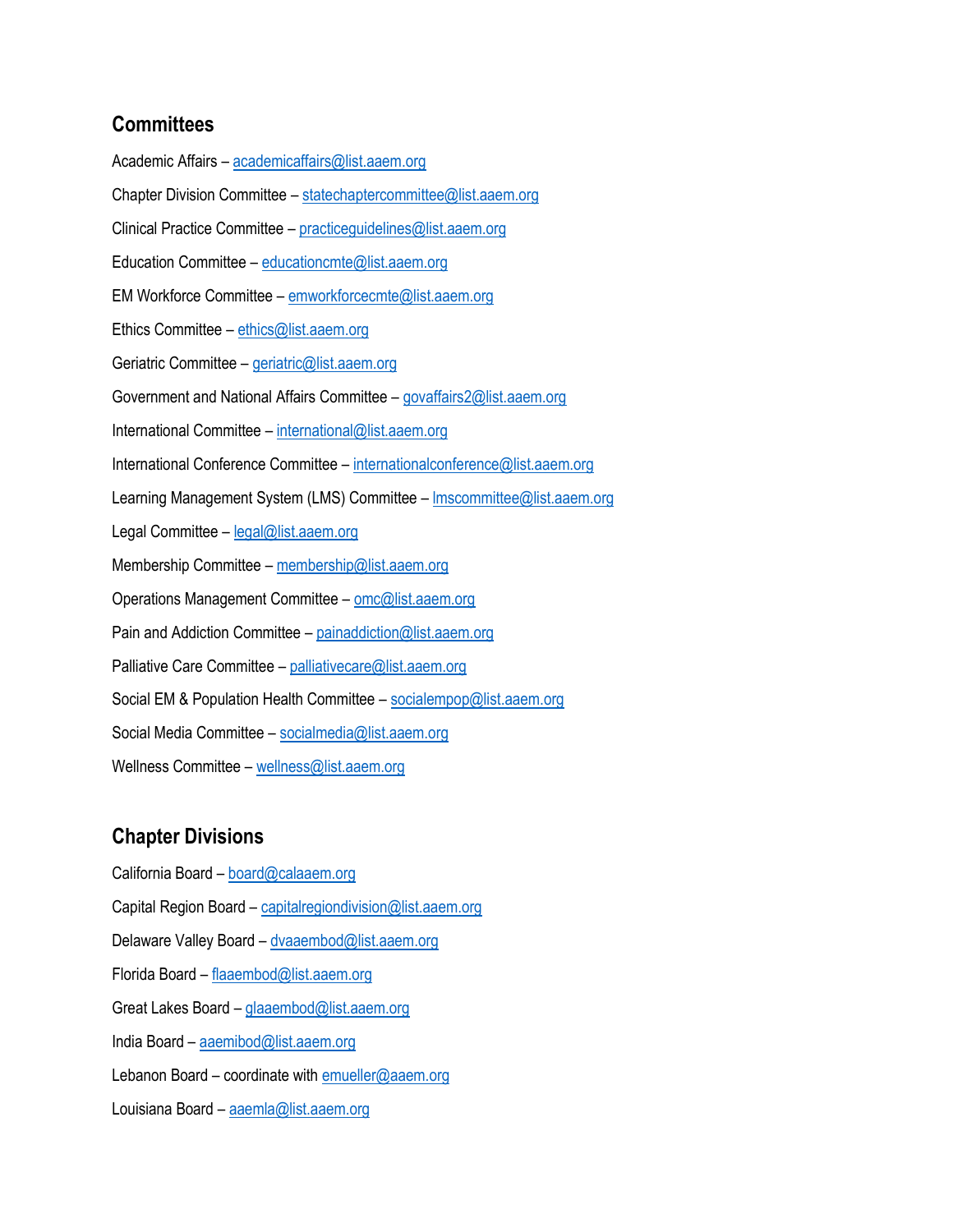## Committees

Academic Affairs – academicaffairs@list.aaem.org

Chapter Division Committee – statechaptercommittee@list.aaem.org

Clinical Practice Committee – practiceguidelines@list.aaem.org

Education Committee – educationcmte@list.aaem.org

EM Workforce Committee – emworkforcecmte@list.aaem.org

Ethics Committee – ethics@list.aaem.org

Geriatric Committee – geriatric@list.aaem.org

Government and National Affairs Committee – govaffairs2@list.aaem.org

International Committee – international@list.aaem.org

International Conference Committee – internationalconference@list.aaem.org

Learning Management System (LMS) Committee – lmscommittee@list.aaem.org

Legal Committee – legal@list.aaem.org

Membership Committee – membership@list.aaem.org

Operations Management Committee – omc@list.aaem.org

Pain and Addiction Committee – painaddiction@list.aaem.org

Palliative Care Committee – palliativecare@list.aaem.org

Social EM & Population Health Committee – socialempop@list.aaem.org

Social Media Committee – socialmedia@list.aaem.org

Wellness Committee – wellness@list.aaem.org

## Chapter Divisions

California Board – board@calaaem.org

Capital Region Board – capitalregiondivision@list.aaem.org

Delaware Valley Board – dvaaembod@list.aaem.org

Florida Board – flaaembod@list.aaem.org

Great Lakes Board – glaaembod@list.aaem.org

India Board – aaemibod@list.aaem.org

Lebanon Board – coordinate with emueller@aaem.org

Louisiana Board – aaemla@list.aaem.org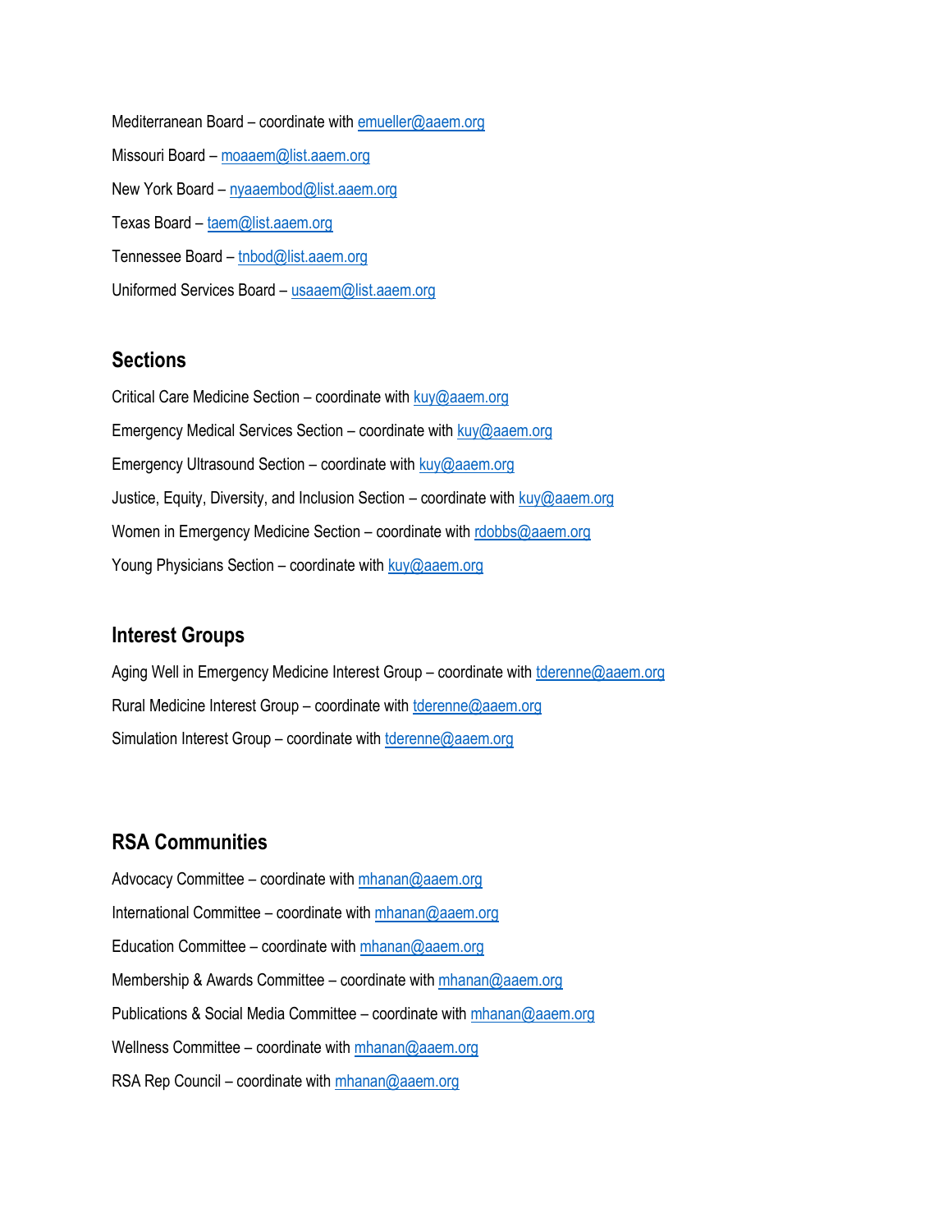Mediterranean Board – coordinate with emueller@aaem.org

Missouri Board – moaaem@list.aaem.org

New York Board – nyaaembod@list.aaem.org

Texas Board – taem@list.aaem.org

Tennessee Board – tnbod@list.aaem.org

Uniformed Services Board – usaaem@list.aaem.org

## Sections

Critical Care Medicine Section – coordinate with kuy@aaem.org

Emergency Medical Services Section – coordinate with kuy@aaem.org

Emergency Ultrasound Section – coordinate with kuy@aaem.org

Justice, Equity, Diversity, and Inclusion Section – coordinate with kuy@aaem.org

Women in Emergency Medicine Section – coordinate with rdobbs@aaem.org

Young Physicians Section – coordinate with kuy@aaem.org

## Interest Groups

Aging Well in Emergency Medicine Interest Group – coordinate with tderenne@aaem.org

Rural Medicine Interest Group – coordinate with tderenne@aaem.org

Simulation Interest Group – coordinate with tderenne@aaem.org

## RSA Communities

Advocacy Committee – coordinate with mhanan@aaem.org

International Committee – coordinate with mhanan@aaem.org

Education Committee – coordinate with mhanan@aaem.org

Membership & Awards Committee – coordinate with mhanan@aaem.org

Publications & Social Media Committee – coordinate with mhanan@aaem.org

Wellness Committee – coordinate with mhanan@aaem.org

RSA Rep Council – coordinate with mhanan@aaem.org